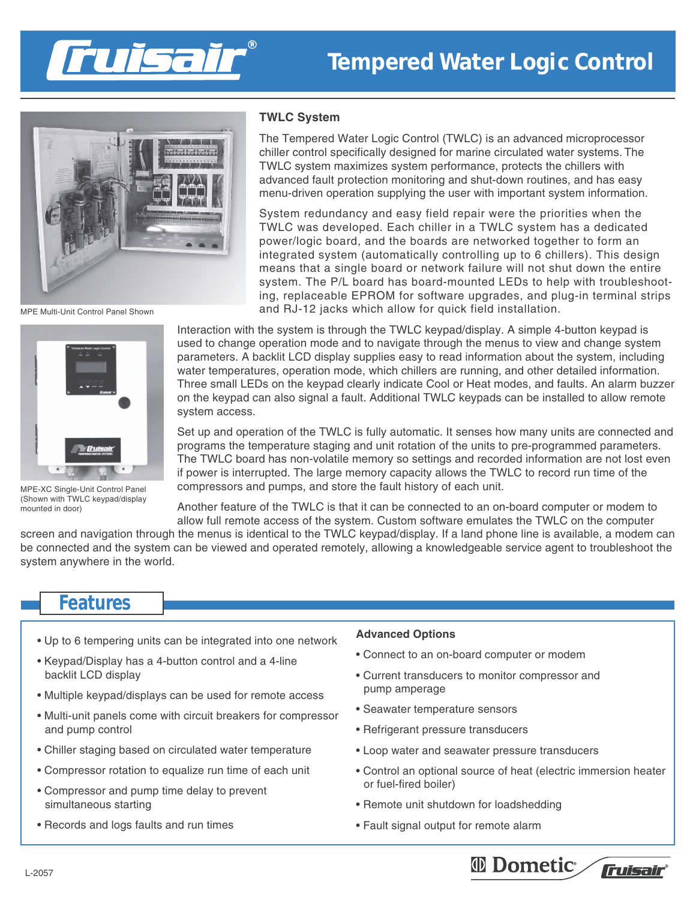# Tempered Water Logic Control

MPE Multi-Unit Control Panel Shown

## TWLC System

The Tempered Water Logic Control (TWLC) is an advanced microprocessor chiller control specifically designed for marine circulated water systems. The TWLC system maximizes system performance, protects the chillers with advanced fault protection monitoring and shut-down routines, and has easy menu-driven operation supplying the user with important system information.

System redundancy and easy field repair were the priorities when the TWLC was developed. Each chiller in a TWLC system has a dedicated power/logic board, and the boards are networked together to form an integrated system (automatically controlling up to 6 chillers). This design means that a single board or network failure will not shut down the entire system. The P/L board has board-mounted LEDs to help with troubleshooting, replaceable EPROM for software upgrades, and plug-in terminal strips and RJ-12 jacks which allow for quick field installation.

MPE-XC Single-Unit Control Panel (Shown with TWLC keypad/display mounted in door)

Interaction with the system is through the TWLC keypad/display. A simple 4-button keypad is used to change operation mode and to navigate through the menus to view and change system parameters. A backlit LCD display supplies easy to read information about the system, including water temperatures, operation mode, which chillers are running, and other detailed information. Three small LEDs on the keypad clearly indicate Cool or Heat modes, and faults. An alarm buzzer on the keypad can also signal a fault. Additional TWLC keypads can be installed to allow remote system access.

Set up and operation of the TWLC is fully automatic. It senses how many units are connected and programs the temperature staging and unit rotation of the units to pre-programmed parameters. The TWLC board has non-volatile memory so settings and recorded information are not lost even if power is interrupted. The large memory capacity allows the TWLC to record run time of the compressors and pumps, and store the fault history of each unit.

Another feature of the TWLC is that it can be connected to an on-board computer or modem to allow full remote access of the system. Custom software emulates the TWLC on the computer screen and navigation through the menus is identical to the TWLC keypad/display. If a land phone line is available, a modem can be connected and the system can be viewed and operated remotely, allowing a knowledgeable service agent to troubleshoot the system anywhere in the world.

## Features

- Up to 6 tempering units can be integrated into one network
- Keypad/Display has a 4-button control and a 4-line backlit LCD display
- Multiple keypad/displays can be used for remote access
- Multi-unit panels come with circuit breakers for compressor and pump control
- Chiller staging based on circulated water temperature
- Compressor rotation to equalize run time of each unit
- Compressor and pump time delay to prevent simultaneous starting
- Records and logs faults and run times

**Advanced Options**

- Connect to an on-board computer or modem
- Current transducers to monitor compressor and pump amperage
- Seawater temperature sensors
- Refrigerant pressure transducers
- Loop water and seawater pressure transducers
- Control an optional source of heat (electric immersion heater or fuel-fired boiler)
- Remote unit shutdown for loadshedding
- Fault signal output for remote alarm

L-2057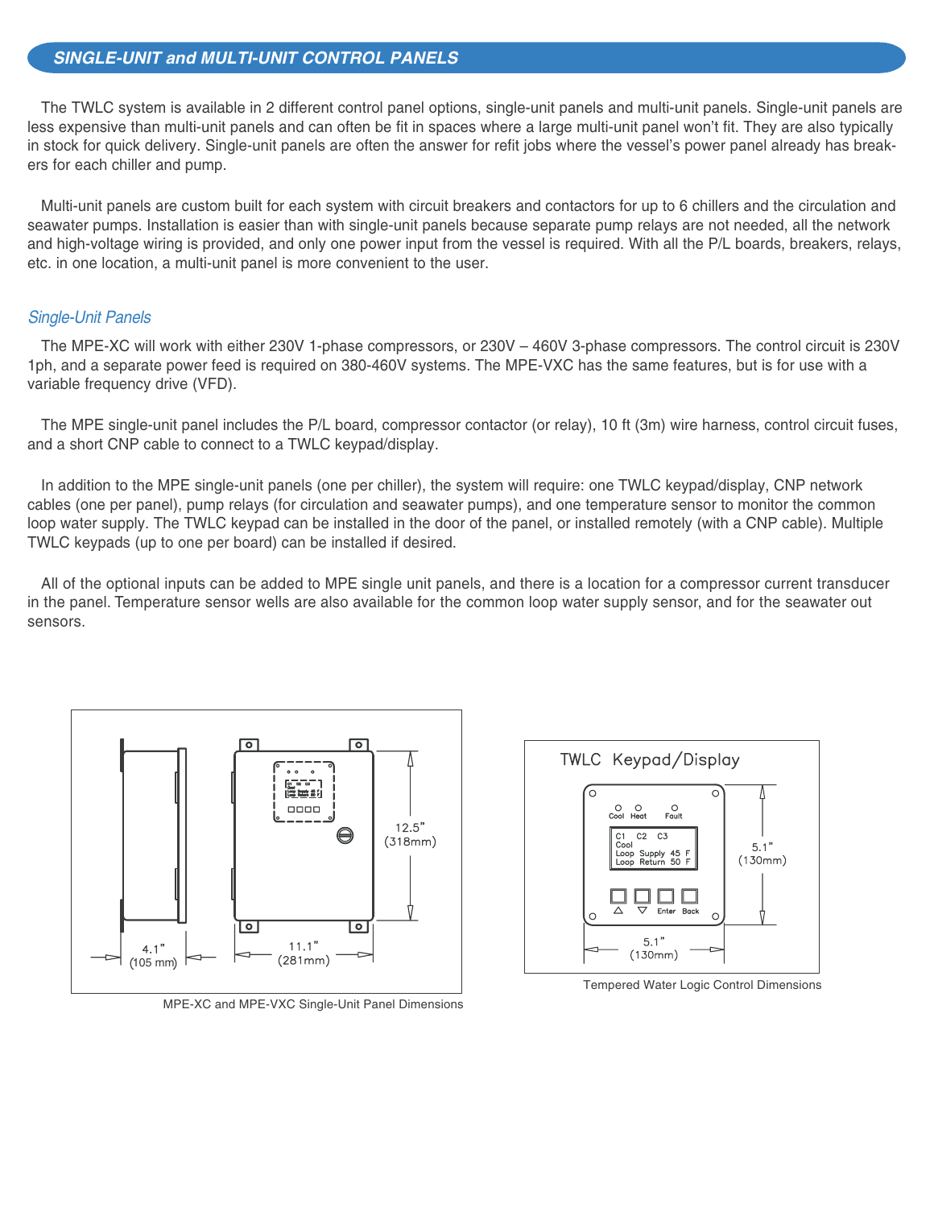## SINGLE-UNIT and MULTI-UNIT CONTROL PANELS

The TWLC system is available in 2 different control panel options, single-unit panels and multi-unit panels. Single-unit panels are less expensive than multi-unit panels and can often be fit in spaces where a large multi-unit panel won't fit. They are also typically in stock for quick delivery. Single-unit panels are often the answer for refit jobs where the vessel's power panel already has breakers for each chiller and pump.

Multi-unit panels are custom built for each system with circuit breakers and contactors for up to 6 chillers and the circulation and seawater pumps. Installation is easier than with single-unit panels because separate pump relays are not needed, all the network and high-voltage wiring is provided, and only one power input from the vessel is required. With all the P/L boards, breakers, relays, etc. in one location, a multi-unit panel is more convenient to the user.

### *Single-Unit Panels*

The MPE-XC will work with either 230V 1-phase compressors, or 230V – 460V 3-phase compressors. The control circuit is 230V 1ph, and a separate power feed is required on 380-460V systems. The MPE-VXC has the same features, but is for use with a variable frequency drive (VFD).

The MPE single-unit panel includes the P/L board, compressor contactor (or relay), 10 ft (3m) wire harness, control circuit fuses, and a short CNP cable to connect to a TWLC keypad/display.

In addition to the MPE single-unit panels (one per chiller), the system will require: one TWLC keypad/display, CNP network cables (one per panel), pump relays (for circulation and seawater pumps), and one temperature sensor to monitor the common loop water supply. The TWLC keypad can be installed in the door of the panel, or installed remotely (with a CNP cable). Multiple TWLC keypads (up to one per board) can be installed if desired.

All of the optional inputs can be added to MPE single unit panels, and there is a location for a compressor current transducer in the panel. Temperature sensor wells are also available for the common loop water supply sensor, and for the seawater out sensors.

4.1" (105 mm) | 11.1" (281mm) | 12.5" (318mm)

MPE-XC and MPE-VXC Single-Unit Panel Dimensions

TWLC Keypad/Display

Cool Heat Fault

C1 C2 C3
Cool
Loop Supply 45 F
Loop Return 50 F

Enter Back

5.1" (130mm) | 5.1" (130mm)

Tempered Water Logic Control Dimensions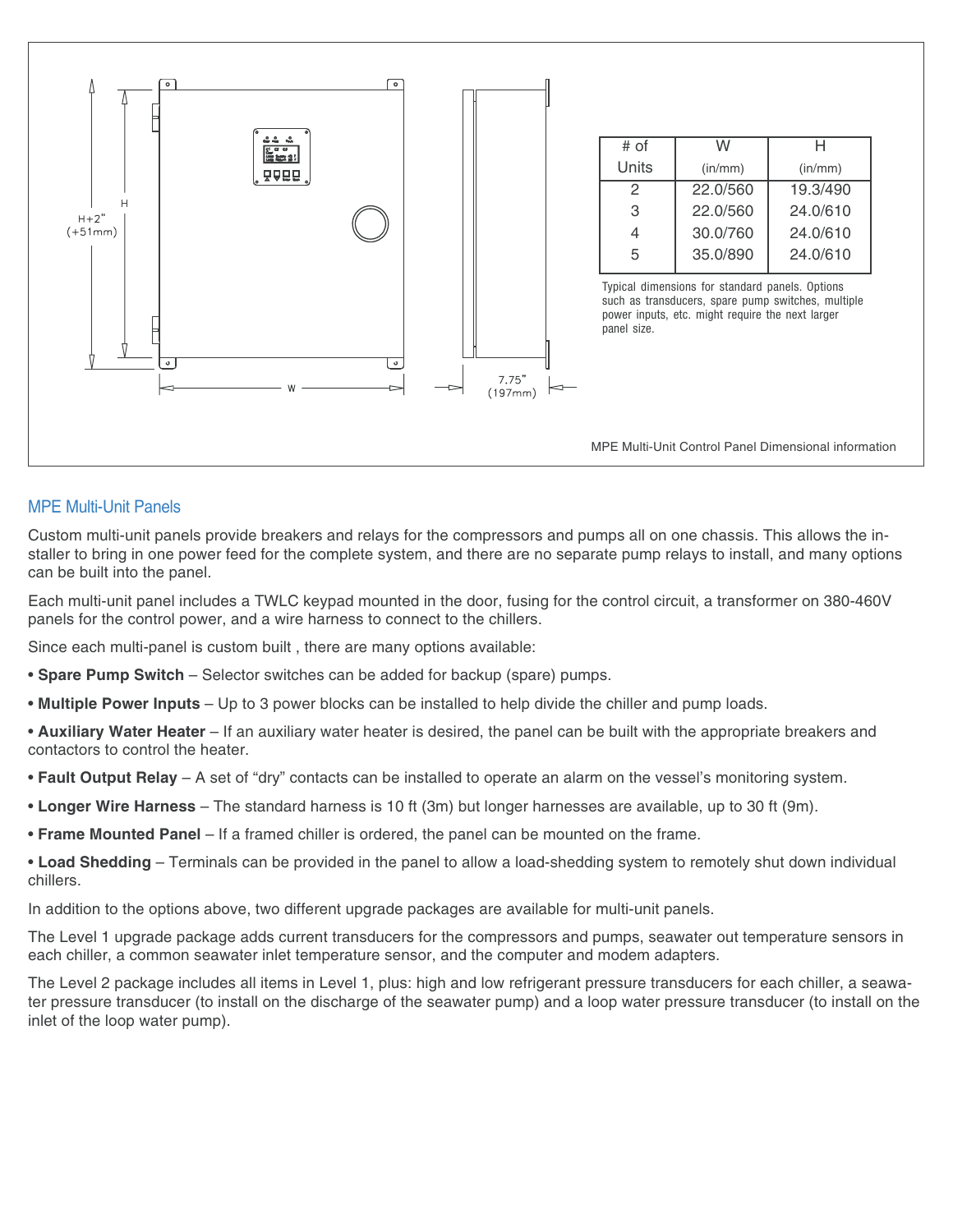| # of Units | W (in/mm) | H (in/mm) |
|---|---|---|
| 2 | 22.0/560 | 19.3/490 |
| 3 | 22.0/560 | 24.0/610 |
| 4 | 30.0/760 | 24.0/610 |
| 5 | 35.0/890 | 24.0/610 |

Typical dimensions for standard panels. Options such as transducers, spare pump switches, multiple power inputs, etc. might require the next larger panel size.

MPE Multi-Unit Control Panel Dimensional information

## MPE Multi-Unit Panels

Custom multi-unit panels provide breakers and relays for the compressors and pumps all on one chassis. This allows the installer to bring in one power feed for the complete system, and there are no separate pump relays to install, and many options can be built into the panel.

Each multi-unit panel includes a TWLC keypad mounted in the door, fusing for the control circuit, a transformer on 380-460V panels for the control power, and a wire harness to connect to the chillers.

Since each multi-panel is custom built , there are many options available:

- **Spare Pump Switch** – Selector switches can be added for backup (spare) pumps.
- **Multiple Power Inputs** – Up to 3 power blocks can be installed to help divide the chiller and pump loads.
- **Auxiliary Water Heater** – If an auxiliary water heater is desired, the panel can be built with the appropriate breakers and contactors to control the heater.
- **Fault Output Relay** – A set of "dry" contacts can be installed to operate an alarm on the vessel's monitoring system.
- **Longer Wire Harness** – The standard harness is 10 ft (3m) but longer harnesses are available, up to 30 ft (9m).
- **Frame Mounted Panel** – If a framed chiller is ordered, the panel can be mounted on the frame.
- **Load Shedding** – Terminals can be provided in the panel to allow a load-shedding system to remotely shut down individual chillers.

In addition to the options above, two different upgrade packages are available for multi-unit panels.

The Level 1 upgrade package adds current transducers for the compressors and pumps, seawater out temperature sensors in each chiller, a common seawater inlet temperature sensor, and the computer and modem adapters.

The Level 2 package includes all items in Level 1, plus: high and low refrigerant pressure transducers for each chiller, a seawater pressure transducer (to install on the discharge of the seawater pump) and a loop water pressure transducer (to install on the inlet of the loop water pump).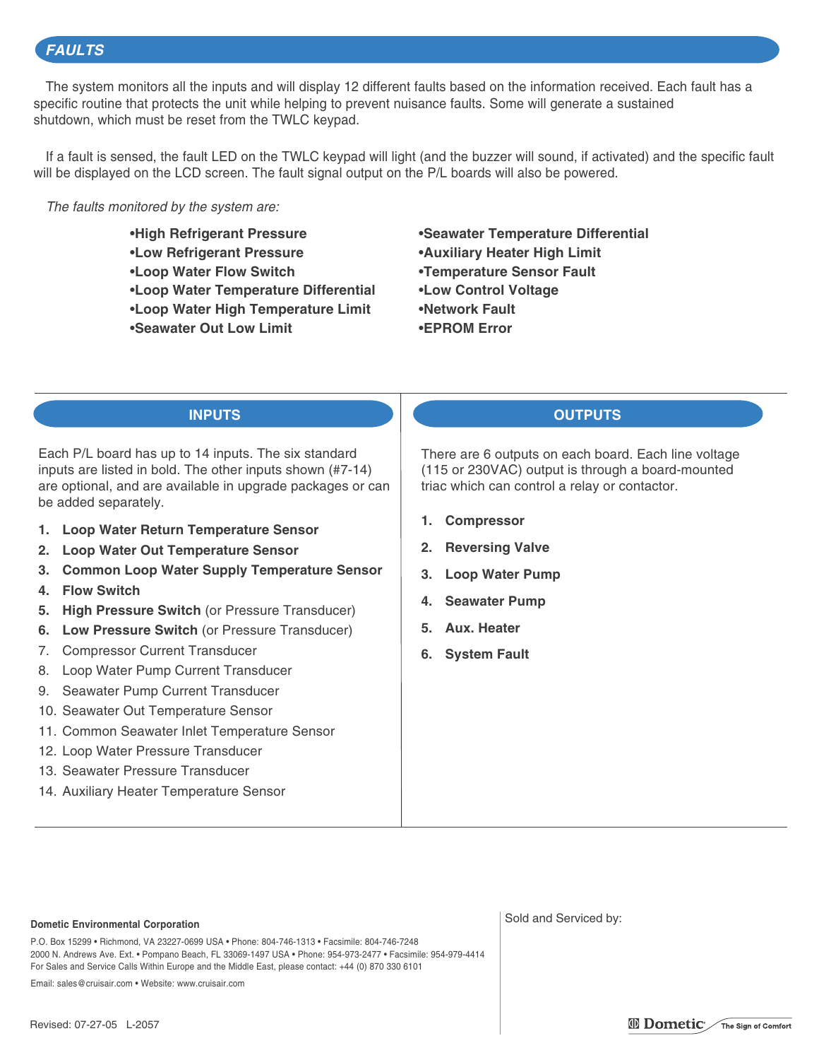## *FAULTS*

The system monitors all the inputs and will display 12 different faults based on the information received. Each fault has a specific routine that protects the unit while helping to prevent nuisance faults. Some will generate a sustained shutdown, which must be reset from the TWLC keypad.

If a fault is sensed, the fault LED on the TWLC keypad will light (and the buzzer will sound, if activated) and the specific fault will be displayed on the LCD screen. The fault signal output on the P/L boards will also be powered.

*The faults monitored by the system are:*

- **High Refrigerant Pressure**
- **Low Refrigerant Pressure**
- **Loop Water Flow Switch**
- **Loop Water Temperature Differential**
- **Loop Water High Temperature Limit**
- **Seawater Out Low Limit**
- **Seawater Temperature Differential**
- **Auxiliary Heater High Limit**
- **Temperature Sensor Fault**
- **Low Control Voltage**
- **Network Fault**
- **EPROM Error**

## INPUTS

Each P/L board has up to 14 inputs. The six standard inputs are listed in bold. The other inputs shown (#7-14) are optional, and are available in upgrade packages or can be added separately.

1. **Loop Water Return Temperature Sensor**
2. **Loop Water Out Temperature Sensor**
3. **Common Loop Water Supply Temperature Sensor**
4. **Flow Switch**
5. **High Pressure Switch** (or Pressure Transducer)
6. **Low Pressure Switch** (or Pressure Transducer)
7. Compressor Current Transducer
8. Loop Water Pump Current Transducer
9. Seawater Pump Current Transducer
10. Seawater Out Temperature Sensor
11. Common Seawater Inlet Temperature Sensor
12. Loop Water Pressure Transducer
13. Seawater Pressure Transducer
14. Auxiliary Heater Temperature Sensor

## OUTPUTS

There are 6 outputs on each board. Each line voltage (115 or 230VAC) output is through a board-mounted triac which can control a relay or contactor.

1. **Compressor**
2. **Reversing Valve**
3. **Loop Water Pump**
4. **Seawater Pump**
5. **Aux. Heater**
6. **System Fault**

**Dometic Environmental Corporation**

P.O. Box 15299 • Richmond, VA 23227-0699 USA • Phone: 804-746-1313 • Facsimile: 804-746-7248
2000 N. Andrews Ave. Ext. • Pompano Beach, FL 33069-1497 USA • Phone: 954-973-2477 • Facsimile: 954-979-4414
For Sales and Service Calls Within Europe and the Middle East, please contact: +44 (0) 870 330 6101

Email: sales@cruisair.com • Website: www.cruisair.com

Sold and Serviced by:

Revised: 07-27-05 L-2057

Dometic — The Sign of Comfort